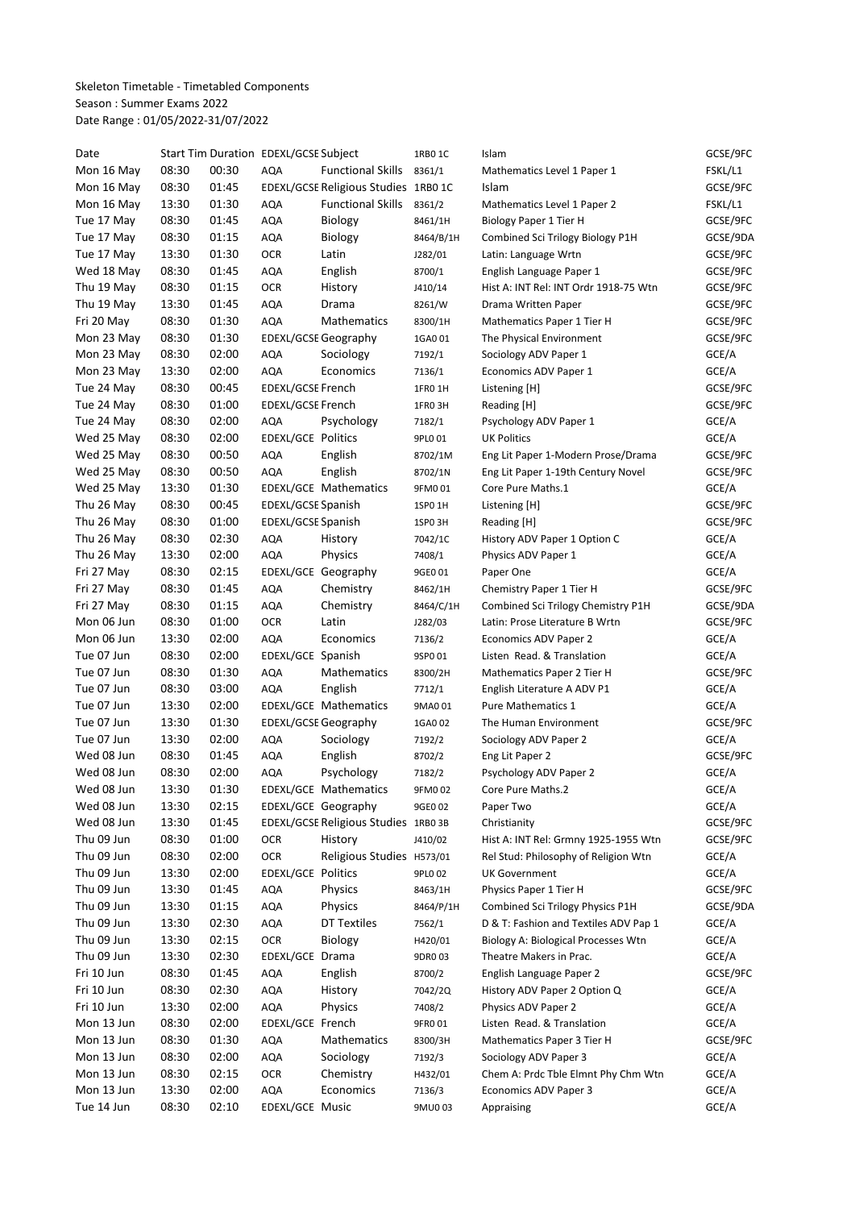Skeleton Timetable - Timetabled Components
Season : Summer Exams 2022
Date Range : 01/05/2022-31/07/2022

| Date | Start Tim | Duration | EDEXL/GCSE | Subject | 1RB0 1C | Islam | GCSE/9FC |
|---|---|---|---|---|---|---|---|
| Mon 16 May | 08:30 | 00:30 | AQA | Functional Skills | 8361/1 | Mathematics Level 1 Paper 1 | FSKL/L1 |
| Mon 16 May | 08:30 | 01:45 | EDEXL/GCSE | Religious Studies | 1RB0 1C | Islam | GCSE/9FC |
| Mon 16 May | 13:30 | 01:30 | AQA | Functional Skills | 8361/2 | Mathematics Level 1 Paper 2 | FSKL/L1 |
| Tue 17 May | 08:30 | 01:45 | AQA | Biology | 8461/1H | Biology Paper 1 Tier H | GCSE/9FC |
| Tue 17 May | 08:30 | 01:15 | AQA | Biology | 8464/B/1H | Combined Sci Trilogy Biology P1H | GCSE/9DA |
| Tue 17 May | 13:30 | 01:30 | OCR | Latin | J282/01 | Latin: Language Wrtn | GCSE/9FC |
| Wed 18 May | 08:30 | 01:45 | AQA | English | 8700/1 | English Language Paper 1 | GCSE/9FC |
| Thu 19 May | 08:30 | 01:15 | OCR | History | J410/14 | Hist A: INT Rel: INT Ordr 1918-75 Wtn | GCSE/9FC |
| Thu 19 May | 13:30 | 01:45 | AQA | Drama | 8261/W | Drama Written Paper | GCSE/9FC |
| Fri 20 May | 08:30 | 01:30 | AQA | Mathematics | 8300/1H | Mathematics Paper 1 Tier H | GCSE/9FC |
| Mon 23 May | 08:30 | 01:30 | EDEXL/GCSE | Geography | 1GA0 01 | The Physical Environment | GCSE/9FC |
| Mon 23 May | 08:30 | 02:00 | AQA | Sociology | 7192/1 | Sociology ADV Paper 1 | GCE/A |
| Mon 23 May | 13:30 | 02:00 | AQA | Economics | 7136/1 | Economics ADV Paper 1 | GCE/A |
| Tue 24 May | 08:30 | 00:45 | EDEXL/GCSE | French | 1FR0 1H | Listening [H] | GCSE/9FC |
| Tue 24 May | 08:30 | 01:00 | EDEXL/GCSE | French | 1FR0 3H | Reading [H] | GCSE/9FC |
| Tue 24 May | 08:30 | 02:00 | AQA | Psychology | 7182/1 | Psychology ADV Paper 1 | GCE/A |
| Wed 25 May | 08:30 | 02:00 | EDEXL/GCE | Politics | 9PL0 01 | UK Politics | GCE/A |
| Wed 25 May | 08:30 | 00:50 | AQA | English | 8702/1M | Eng Lit Paper 1-Modern Prose/Drama | GCSE/9FC |
| Wed 25 May | 08:30 | 00:50 | AQA | English | 8702/1N | Eng Lit Paper 1-19th Century Novel | GCSE/9FC |
| Wed 25 May | 13:30 | 01:30 | EDEXL/GCE | Mathematics | 9FM0 01 | Core Pure Maths.1 | GCE/A |
| Thu 26 May | 08:30 | 00:45 | EDEXL/GCSE | Spanish | 1SP0 1H | Listening [H] | GCSE/9FC |
| Thu 26 May | 08:30 | 01:00 | EDEXL/GCSE | Spanish | 1SP0 3H | Reading [H] | GCSE/9FC |
| Thu 26 May | 08:30 | 02:30 | AQA | History | 7042/1C | History ADV Paper 1 Option C | GCE/A |
| Thu 26 May | 13:30 | 02:00 | AQA | Physics | 7408/1 | Physics ADV Paper 1 | GCE/A |
| Fri 27 May | 08:30 | 02:15 | EDEXL/GCE | Geography | 9GE0 01 | Paper One | GCE/A |
| Fri 27 May | 08:30 | 01:45 | AQA | Chemistry | 8462/1H | Chemistry Paper 1 Tier H | GCSE/9FC |
| Fri 27 May | 08:30 | 01:15 | AQA | Chemistry | 8464/C/1H | Combined Sci Trilogy Chemistry P1H | GCSE/9DA |
| Mon 06 Jun | 08:30 | 01:00 | OCR | Latin | J282/03 | Latin: Prose Literature B Wrtn | GCSE/9FC |
| Mon 06 Jun | 13:30 | 02:00 | AQA | Economics | 7136/2 | Economics ADV Paper 2 | GCE/A |
| Tue 07 Jun | 08:30 | 02:00 | EDEXL/GCE | Spanish | 9SP0 01 | Listen Read. & Translation | GCE/A |
| Tue 07 Jun | 08:30 | 01:30 | AQA | Mathematics | 8300/2H | Mathematics Paper 2 Tier H | GCSE/9FC |
| Tue 07 Jun | 08:30 | 03:00 | AQA | English | 7712/1 | English Literature A ADV P1 | GCE/A |
| Tue 07 Jun | 13:30 | 02:00 | EDEXL/GCE | Mathematics | 9MA0 01 | Pure Mathematics 1 | GCE/A |
| Tue 07 Jun | 13:30 | 01:30 | EDEXL/GCSE | Geography | 1GA0 02 | The Human Environment | GCSE/9FC |
| Tue 07 Jun | 13:30 | 02:00 | AQA | Sociology | 7192/2 | Sociology ADV Paper 2 | GCE/A |
| Wed 08 Jun | 08:30 | 01:45 | AQA | English | 8702/2 | Eng Lit Paper 2 | GCSE/9FC |
| Wed 08 Jun | 08:30 | 02:00 | AQA | Psychology | 7182/2 | Psychology ADV Paper 2 | GCE/A |
| Wed 08 Jun | 13:30 | 01:30 | EDEXL/GCE | Mathematics | 9FM0 02 | Core Pure Maths.2 | GCE/A |
| Wed 08 Jun | 13:30 | 02:15 | EDEXL/GCE | Geography | 9GE0 02 | Paper Two | GCE/A |
| Wed 08 Jun | 13:30 | 01:45 | EDEXL/GCSE | Religious Studies | 1RB0 3B | Christianity | GCSE/9FC |
| Thu 09 Jun | 08:30 | 01:00 | OCR | History | J410/02 | Hist A: INT Rel: Grmny 1925-1955 Wtn | GCSE/9FC |
| Thu 09 Jun | 08:30 | 02:00 | OCR | Religious Studies | H573/01 | Rel Stud: Philosophy of Religion Wtn | GCE/A |
| Thu 09 Jun | 13:30 | 02:00 | EDEXL/GCE | Politics | 9PL0 02 | UK Government | GCE/A |
| Thu 09 Jun | 13:30 | 01:45 | AQA | Physics | 8463/1H | Physics Paper 1 Tier H | GCSE/9FC |
| Thu 09 Jun | 13:30 | 01:15 | AQA | Physics | 8464/P/1H | Combined Sci Trilogy Physics P1H | GCSE/9DA |
| Thu 09 Jun | 13:30 | 02:30 | AQA | DT Textiles | 7562/1 | D & T: Fashion and Textiles ADV Pap 1 | GCE/A |
| Thu 09 Jun | 13:30 | 02:15 | OCR | Biology | H420/01 | Biology A: Biological Processes Wtn | GCE/A |
| Thu 09 Jun | 13:30 | 02:30 | EDEXL/GCE | Drama | 9DR0 03 | Theatre Makers in Prac. | GCE/A |
| Fri 10 Jun | 08:30 | 01:45 | AQA | English | 8700/2 | English Language Paper 2 | GCSE/9FC |
| Fri 10 Jun | 08:30 | 02:30 | AQA | History | 7042/2Q | History ADV Paper 2 Option Q | GCE/A |
| Fri 10 Jun | 13:30 | 02:00 | AQA | Physics | 7408/2 | Physics ADV Paper 2 | GCE/A |
| Mon 13 Jun | 08:30 | 02:00 | EDEXL/GCE | French | 9FR0 01 | Listen Read. & Translation | GCE/A |
| Mon 13 Jun | 08:30 | 01:30 | AQA | Mathematics | 8300/3H | Mathematics Paper 3 Tier H | GCSE/9FC |
| Mon 13 Jun | 08:30 | 02:00 | AQA | Sociology | 7192/3 | Sociology ADV Paper 3 | GCE/A |
| Mon 13 Jun | 08:30 | 02:15 | OCR | Chemistry | H432/01 | Chem A: Prdc Tble Elmnt Phy Chm Wtn | GCE/A |
| Mon 13 Jun | 13:30 | 02:00 | AQA | Economics | 7136/3 | Economics ADV Paper 3 | GCE/A |
| Tue 14 Jun | 08:30 | 02:10 | EDEXL/GCE | Music | 9MU0 03 | Appraising | GCE/A |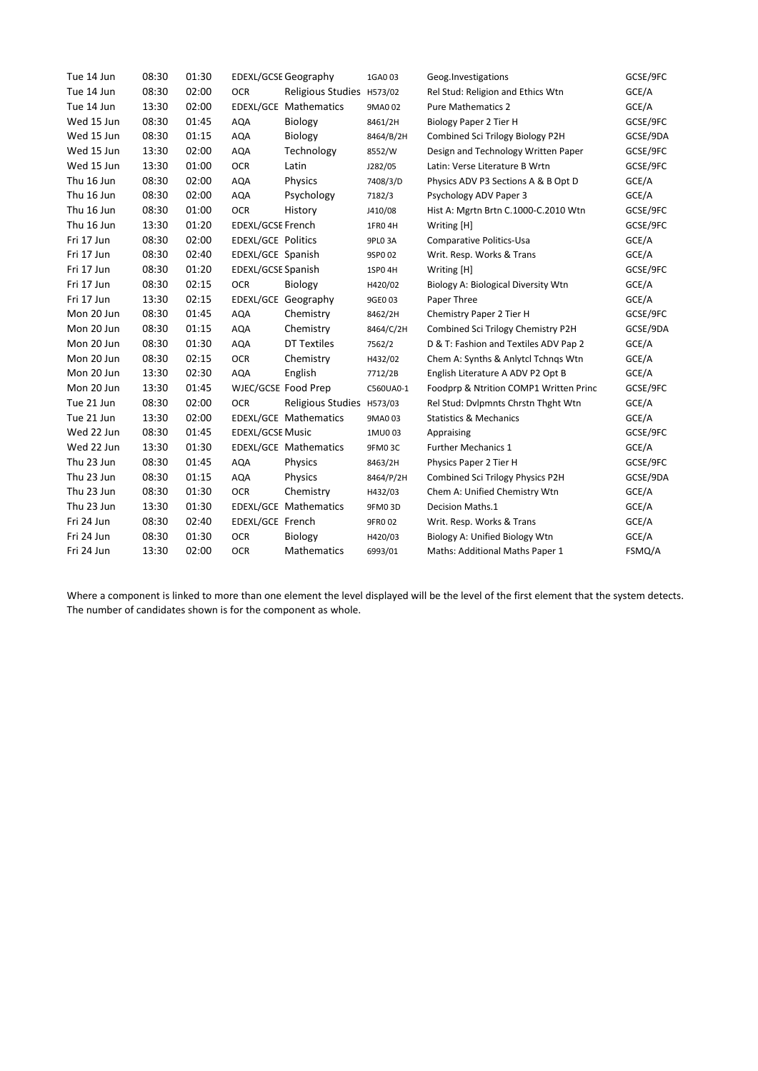| | | | | | | | |
|---|---|---|---|---|---|---|---|
| Tue 14 Jun | 08:30 | 01:30 | EDEXL/GCSE | Geography | 1GA0 03 | Geog.Investigations | GCSE/9FC |
| Tue 14 Jun | 08:30 | 02:00 | OCR | Religious Studies | H573/02 | Rel Stud: Religion and Ethics Wtn | GCE/A |
| Tue 14 Jun | 13:30 | 02:00 | EDEXL/GCE | Mathematics | 9MA0 02 | Pure Mathematics 2 | GCE/A |
| Wed 15 Jun | 08:30 | 01:45 | AQA | Biology | 8461/2H | Biology Paper 2 Tier H | GCSE/9FC |
| Wed 15 Jun | 08:30 | 01:15 | AQA | Biology | 8464/B/2H | Combined Sci Trilogy Biology P2H | GCSE/9DA |
| Wed 15 Jun | 13:30 | 02:00 | AQA | Technology | 8552/W | Design and Technology Written Paper | GCSE/9FC |
| Wed 15 Jun | 13:30 | 01:00 | OCR | Latin | J282/05 | Latin: Verse Literature B Wrtn | GCSE/9FC |
| Thu 16 Jun | 08:30 | 02:00 | AQA | Physics | 7408/3/D | Physics ADV P3 Sections A & B Opt D | GCE/A |
| Thu 16 Jun | 08:30 | 02:00 | AQA | Psychology | 7182/3 | Psychology ADV Paper 3 | GCE/A |
| Thu 16 Jun | 08:30 | 01:00 | OCR | History | J410/08 | Hist A: Mgrtn Brtn C.1000-C.2010 Wtn | GCSE/9FC |
| Thu 16 Jun | 13:30 | 01:20 | EDEXL/GCSE | French | 1FR0 4H | Writing [H] | GCSE/9FC |
| Fri 17 Jun | 08:30 | 02:00 | EDEXL/GCE | Politics | 9PL0 3A | Comparative Politics-Usa | GCE/A |
| Fri 17 Jun | 08:30 | 02:40 | EDEXL/GCE | Spanish | 9SP0 02 | Writ. Resp. Works & Trans | GCE/A |
| Fri 17 Jun | 08:30 | 01:20 | EDEXL/GCSE | Spanish | 1SP0 4H | Writing [H] | GCSE/9FC |
| Fri 17 Jun | 08:30 | 02:15 | OCR | Biology | H420/02 | Biology A: Biological Diversity Wtn | GCE/A |
| Fri 17 Jun | 13:30 | 02:15 | EDEXL/GCE | Geography | 9GE0 03 | Paper Three | GCE/A |
| Mon 20 Jun | 08:30 | 01:45 | AQA | Chemistry | 8462/2H | Chemistry Paper 2 Tier H | GCSE/9FC |
| Mon 20 Jun | 08:30 | 01:15 | AQA | Chemistry | 8464/C/2H | Combined Sci Trilogy Chemistry P2H | GCSE/9DA |
| Mon 20 Jun | 08:30 | 01:30 | AQA | DT Textiles | 7562/2 | D & T: Fashion and Textiles ADV Pap 2 | GCE/A |
| Mon 20 Jun | 08:30 | 02:15 | OCR | Chemistry | H432/02 | Chem A: Synths & Anlytcl Tchnqs Wtn | GCE/A |
| Mon 20 Jun | 13:30 | 02:30 | AQA | English | 7712/2B | English Literature A ADV P2 Opt B | GCE/A |
| Mon 20 Jun | 13:30 | 01:45 | WJEC/GCSE | Food Prep | C560UA0-1 | Foodprp & Ntrition COMP1 Written Princ | GCSE/9FC |
| Tue 21 Jun | 08:30 | 02:00 | OCR | Religious Studies | H573/03 | Rel Stud: Dvlpmnts Chrstn Thght Wtn | GCE/A |
| Tue 21 Jun | 13:30 | 02:00 | EDEXL/GCE | Mathematics | 9MA0 03 | Statistics & Mechanics | GCE/A |
| Wed 22 Jun | 08:30 | 01:45 | EDEXL/GCSE | Music | 1MU0 03 | Appraising | GCSE/9FC |
| Wed 22 Jun | 13:30 | 01:30 | EDEXL/GCE | Mathematics | 9FM0 3C | Further Mechanics 1 | GCE/A |
| Thu 23 Jun | 08:30 | 01:45 | AQA | Physics | 8463/2H | Physics Paper 2 Tier H | GCSE/9FC |
| Thu 23 Jun | 08:30 | 01:15 | AQA | Physics | 8464/P/2H | Combined Sci Trilogy Physics P2H | GCSE/9DA |
| Thu 23 Jun | 08:30 | 01:30 | OCR | Chemistry | H432/03 | Chem A: Unified Chemistry Wtn | GCE/A |
| Thu 23 Jun | 13:30 | 01:30 | EDEXL/GCE | Mathematics | 9FM0 3D | Decision Maths.1 | GCE/A |
| Fri 24 Jun | 08:30 | 02:40 | EDEXL/GCE | French | 9FR0 02 | Writ. Resp. Works & Trans | GCE/A |
| Fri 24 Jun | 08:30 | 01:30 | OCR | Biology | H420/03 | Biology A: Unified Biology Wtn | GCE/A |
| Fri 24 Jun | 13:30 | 02:00 | OCR | Mathematics | 6993/01 | Maths: Additional Maths Paper 1 | FSMQ/A |

Where a component is linked to more than one element the level displayed will be the level of the first element that the system detects.
The number of candidates shown is for the component as whole.